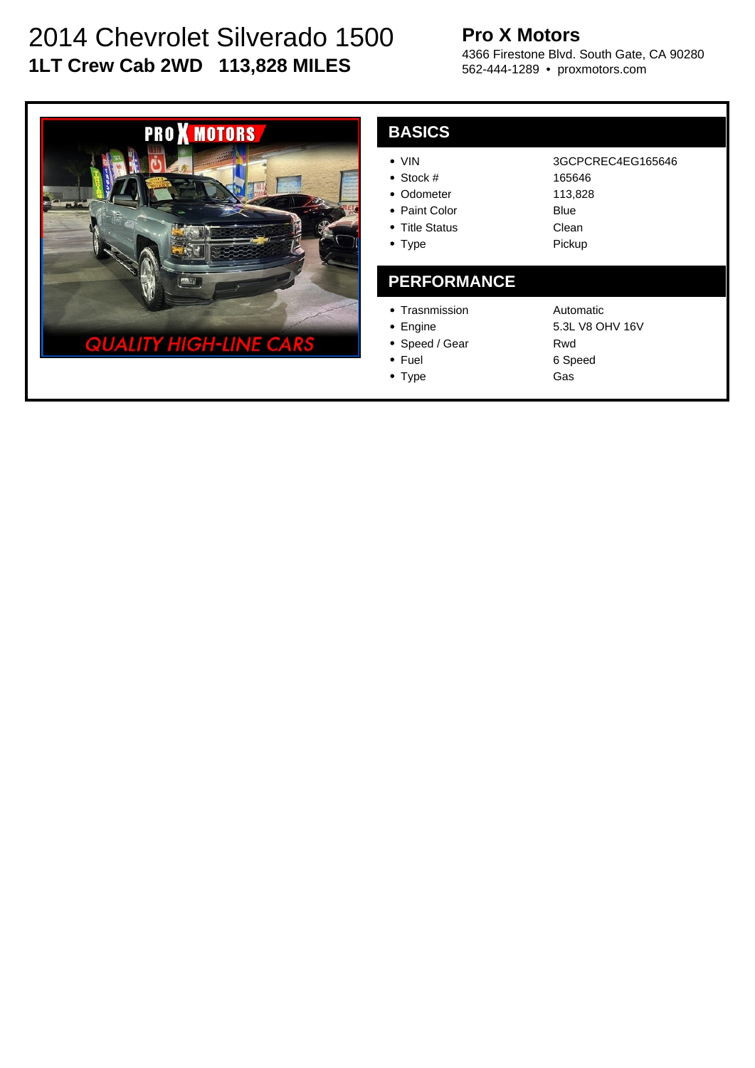# 2014 Chevrolet Silverado 1500

**1LT Crew Cab 2WD 113,828 MILES**

**Pro X Motors**

4366 Firestone Blvd. South Gate, CA 90280
562-444-1289 • proxmotors.com

## BASICS

- VIN: 3GCPCREC4EG165646
- Stock #: 165646
- Odometer: 113,828
- Paint Color: Blue
- Title Status: Clean
- Type: Pickup

## PERFORMANCE

- Trasnmission: Automatic
- Engine: 5.3L V8 OHV 16V
- Speed / Gear: Rwd
- Fuel: 6 Speed
- Type: Gas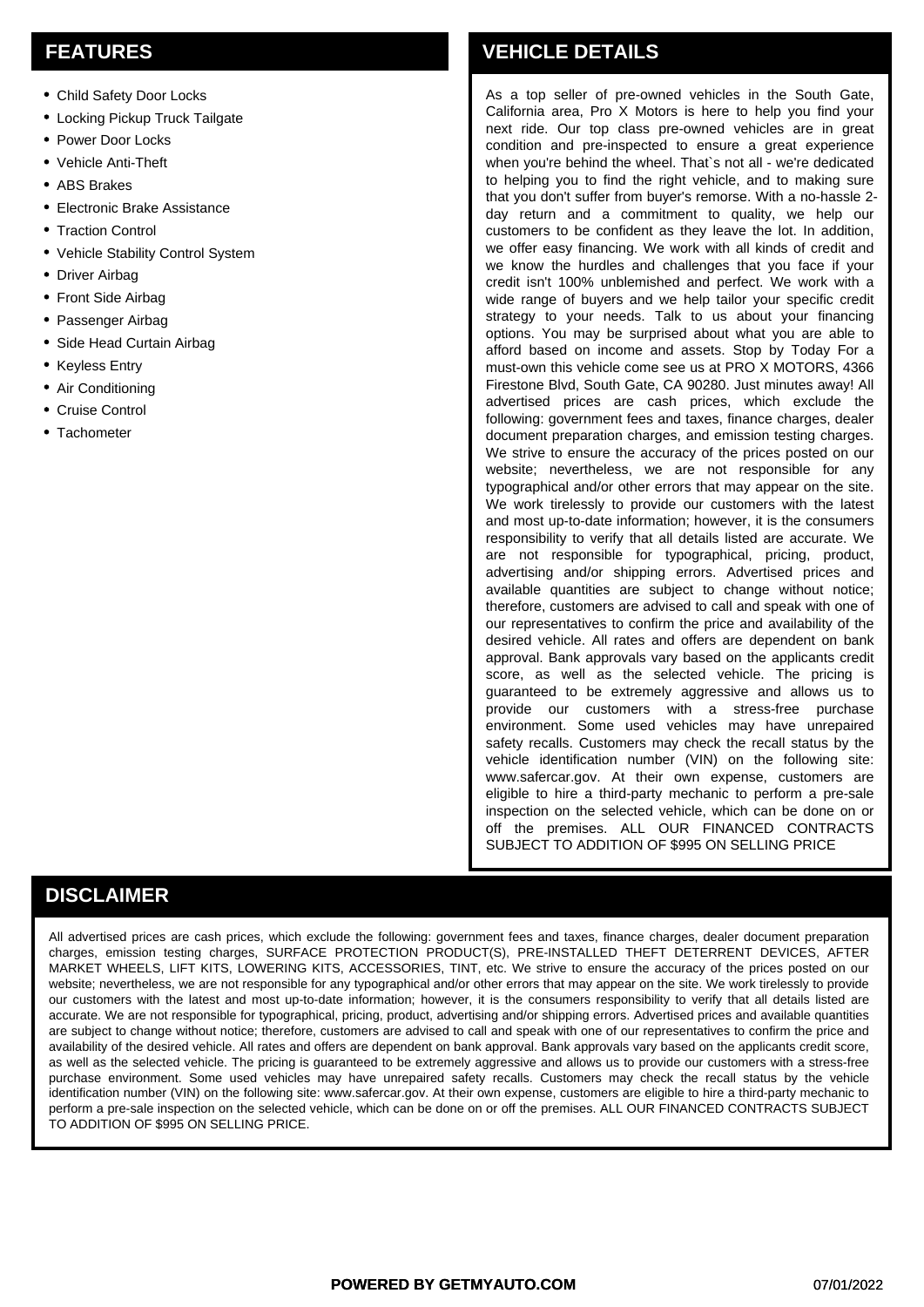## FEATURES

- Child Safety Door Locks
- Locking Pickup Truck Tailgate
- Power Door Locks
- Vehicle Anti-Theft
- ABS Brakes
- Electronic Brake Assistance
- Traction Control
- Vehicle Stability Control System
- Driver Airbag
- Front Side Airbag
- Passenger Airbag
- Side Head Curtain Airbag
- Keyless Entry
- Air Conditioning
- Cruise Control
- Tachometer

## VEHICLE DETAILS

As a top seller of pre-owned vehicles in the South Gate, California area, Pro X Motors is here to help you find your next ride. Our top class pre-owned vehicles are in great condition and pre-inspected to ensure a great experience when you're behind the wheel. That`s not all - we're dedicated to helping you to find the right vehicle, and to making sure that you don't suffer from buyer's remorse. With a no-hassle 2-day return and a commitment to quality, we help our customers to be confident as they leave the lot. In addition, we offer easy financing. We work with all kinds of credit and we know the hurdles and challenges that you face if your credit isn't 100% unblemished and perfect. We work with a wide range of buyers and we help tailor your specific credit strategy to your needs. Talk to us about your financing options. You may be surprised about what you are able to afford based on income and assets. Stop by Today For a must-own this vehicle come see us at PRO X MOTORS, 4366 Firestone Blvd, South Gate, CA 90280. Just minutes away! All advertised prices are cash prices, which exclude the following: government fees and taxes, finance charges, dealer document preparation charges, and emission testing charges. We strive to ensure the accuracy of the prices posted on our website; nevertheless, we are not responsible for any typographical and/or other errors that may appear on the site. We work tirelessly to provide our customers with the latest and most up-to-date information; however, it is the consumers responsibility to verify that all details listed are accurate. We are not responsible for typographical, pricing, product, advertising and/or shipping errors. Advertised prices and available quantities are subject to change without notice; therefore, customers are advised to call and speak with one of our representatives to confirm the price and availability of the desired vehicle. All rates and offers are dependent on bank approval. Bank approvals vary based on the applicants credit score, as well as the selected vehicle. The pricing is guaranteed to be extremely aggressive and allows us to provide our customers with a stress-free purchase environment. Some used vehicles may have unrepaired safety recalls. Customers may check the recall status by the vehicle identification number (VIN) on the following site: www.safercar.gov. At their own expense, customers are eligible to hire a third-party mechanic to perform a pre-sale inspection on the selected vehicle, which can be done on or off the premises. ALL OUR FINANCED CONTRACTS SUBJECT TO ADDITION OF $995 ON SELLING PRICE

## DISCLAIMER

All advertised prices are cash prices, which exclude the following: government fees and taxes, finance charges, dealer document preparation charges, emission testing charges, SURFACE PROTECTION PRODUCT(S), PRE-INSTALLED THEFT DETERRENT DEVICES, AFTER MARKET WHEELS, LIFT KITS, LOWERING KITS, ACCESSORIES, TINT, etc. We strive to ensure the accuracy of the prices posted on our website; nevertheless, we are not responsible for any typographical and/or other errors that may appear on the site. We work tirelessly to provide our customers with the latest and most up-to-date information; however, it is the consumers responsibility to verify that all details listed are accurate. We are not responsible for typographical, pricing, product, advertising and/or shipping errors. Advertised prices and available quantities are subject to change without notice; therefore, customers are advised to call and speak with one of our representatives to confirm the price and availability of the desired vehicle. All rates and offers are dependent on bank approval. Bank approvals vary based on the applicants credit score, as well as the selected vehicle. The pricing is guaranteed to be extremely aggressive and allows us to provide our customers with a stress-free purchase environment. Some used vehicles may have unrepaired safety recalls. Customers may check the recall status by the vehicle identification number (VIN) on the following site: www.safercar.gov. At their own expense, customers are eligible to hire a third-party mechanic to perform a pre-sale inspection on the selected vehicle, which can be done on or off the premises. ALL OUR FINANCED CONTRACTS SUBJECT TO ADDITION OF $995 ON SELLING PRICE.

**POWERED BY GETMYAUTO.COM** 07/01/2022